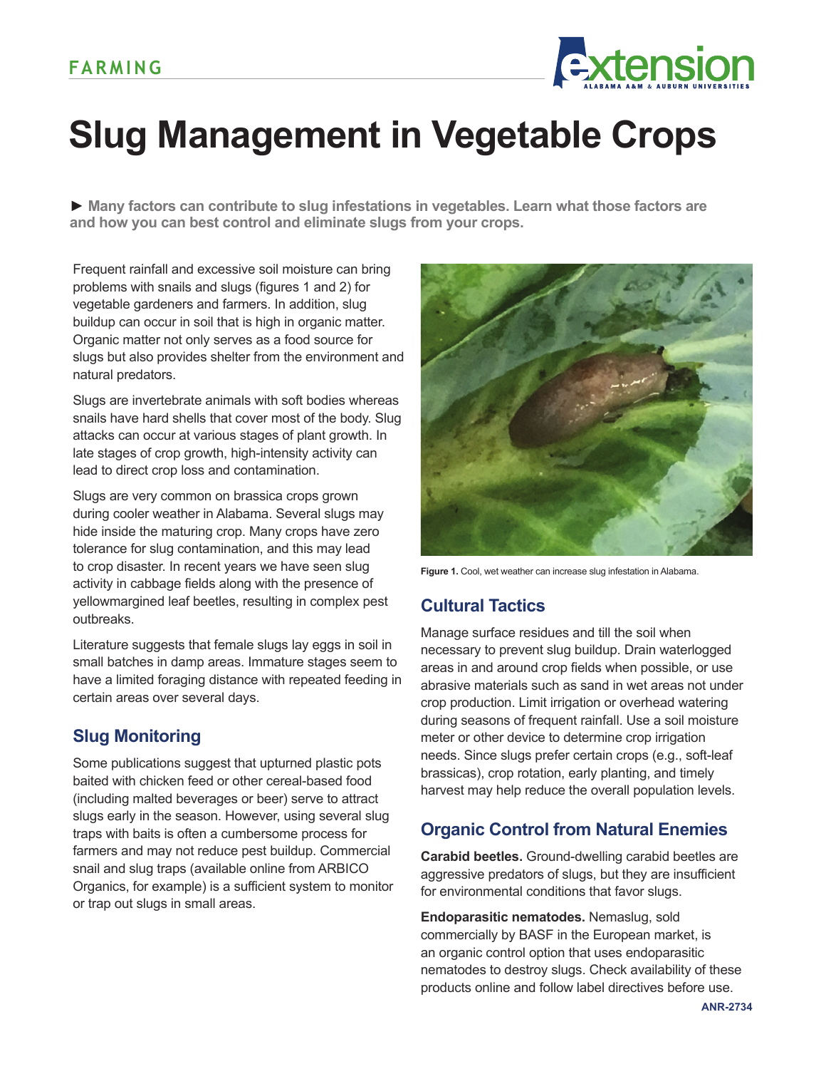FARMING

# Slug Management in Vegetable Crops

► **Many factors can contribute to slug infestations in vegetables. Learn what those factors are and how you can best control and eliminate slugs from your crops.**

Frequent rainfall and excessive soil moisture can bring problems with snails and slugs (figures 1 and 2) for vegetable gardeners and farmers. In addition, slug buildup can occur in soil that is high in organic matter. Organic matter not only serves as a food source for slugs but also provides shelter from the environment and natural predators.

Slugs are invertebrate animals with soft bodies whereas snails have hard shells that cover most of the body. Slug attacks can occur at various stages of plant growth. In late stages of crop growth, high-intensity activity can lead to direct crop loss and contamination.

Slugs are very common on brassica crops grown during cooler weather in Alabama. Several slugs may hide inside the maturing crop. Many crops have zero tolerance for slug contamination, and this may lead to crop disaster. In recent years we have seen slug activity in cabbage fields along with the presence of yellowmargined leaf beetles, resulting in complex pest outbreaks.

Literature suggests that female slugs lay eggs in soil in small batches in damp areas. Immature stages seem to have a limited foraging distance with repeated feeding in certain areas over several days.

## Slug Monitoring

Some publications suggest that upturned plastic pots baited with chicken feed or other cereal-based food (including malted beverages or beer) serve to attract slugs early in the season. However, using several slug traps with baits is often a cumbersome process for farmers and may not reduce pest buildup. Commercial snail and slug traps (available online from ARBICO Organics, for example) is a sufficient system to monitor or trap out slugs in small areas.

**Figure 1.** Cool, wet weather can increase slug infestation in Alabama.

## Cultural Tactics

Manage surface residues and till the soil when necessary to prevent slug buildup. Drain waterlogged areas in and around crop fields when possible, or use abrasive materials such as sand in wet areas not under crop production. Limit irrigation or overhead watering during seasons of frequent rainfall. Use a soil moisture meter or other device to determine crop irrigation needs. Since slugs prefer certain crops (e.g., soft-leaf brassicas), crop rotation, early planting, and timely harvest may help reduce the overall population levels.

## Organic Control from Natural Enemies

**Carabid beetles.** Ground-dwelling carabid beetles are aggressive predators of slugs, but they are insufficient for environmental conditions that favor slugs.

**Endoparasitic nematodes.** Nemaslug, sold commercially by BASF in the European market, is an organic control option that uses endoparasitic nematodes to destroy slugs. Check availability of these products online and follow label directives before use.

ANR-2734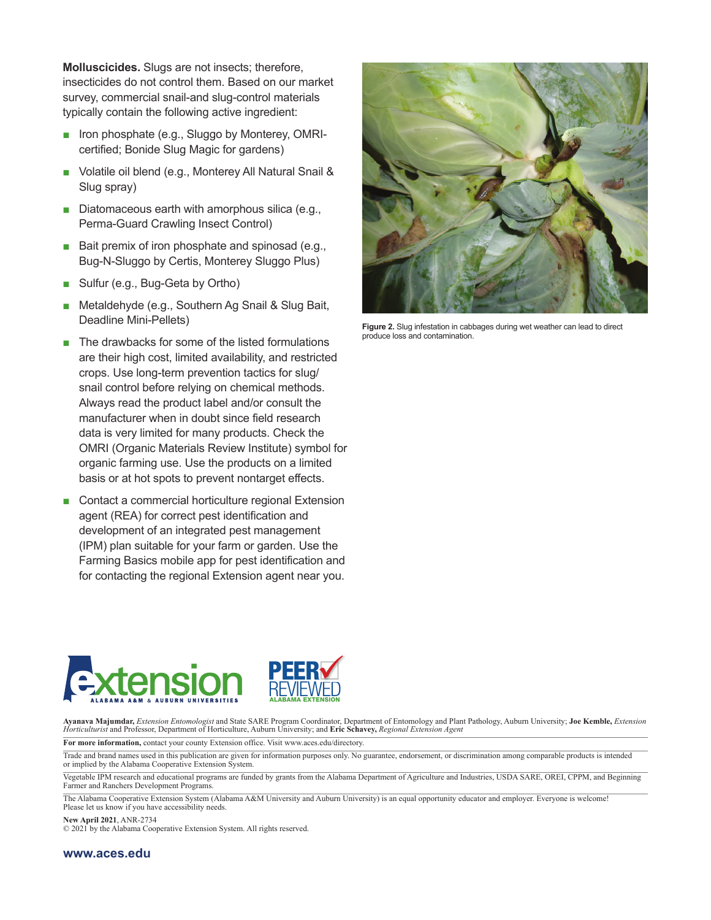**Molluscicides.** Slugs are not insects; therefore, insecticides do not control them. Based on our market survey, commercial snail-and slug-control materials typically contain the following active ingredient:

- Iron phosphate (e.g., Sluggo by Monterey, OMRI-certified; Bonide Slug Magic for gardens)
- Volatile oil blend (e.g., Monterey All Natural Snail & Slug spray)
- Diatomaceous earth with amorphous silica (e.g., Perma-Guard Crawling Insect Control)
- Bait premix of iron phosphate and spinosad (e.g., Bug-N-Sluggo by Certis, Monterey Sluggo Plus)
- Sulfur (e.g., Bug-Geta by Ortho)
- Metaldehyde (e.g., Southern Ag Snail & Slug Bait, Deadline Mini-Pellets)
- The drawbacks for some of the listed formulations are their high cost, limited availability, and restricted crops. Use long-term prevention tactics for slug/snail control before relying on chemical methods. Always read the product label and/or consult the manufacturer when in doubt since field research data is very limited for many products. Check the OMRI (Organic Materials Review Institute) symbol for organic farming use. Use the products on a limited basis or at hot spots to prevent nontarget effects.
- Contact a commercial horticulture regional Extension agent (REA) for correct pest identification and development of an integrated pest management (IPM) plan suitable for your farm or garden. Use the Farming Basics mobile app for pest identification and for contacting the regional Extension agent near you.

**Figure 2.** Slug infestation in cabbages during wet weather can lead to direct produce loss and contamination.

**Ayanava Majumdar,** *Extension Entomologist* and State SARE Program Coordinator, Department of Entomology and Plant Pathology, Auburn University; **Joe Kemble,** *Extension Horticulturist* and Professor, Department of Horticulture, Auburn University; and **Eric Schavey,** *Regional Extension Agent*

**For more information,** contact your county Extension office. Visit www.aces.edu/directory.

Trade and brand names used in this publication are given for information purposes only. No guarantee, endorsement, or discrimination among comparable products is intended or implied by the Alabama Cooperative Extension System.

Vegetable IPM research and educational programs are funded by grants from the Alabama Department of Agriculture and Industries, USDA SARE, OREI, CPPM, and Beginning Farmer and Ranchers Development Programs.

The Alabama Cooperative Extension System (Alabama A&M University and Auburn University) is an equal opportunity educator and employer. Everyone is welcome! Please let us know if you have accessibility needs.

**New April 2021**, ANR-2734

© 2021 by the Alabama Cooperative Extension System. All rights reserved.

**www.aces.edu**